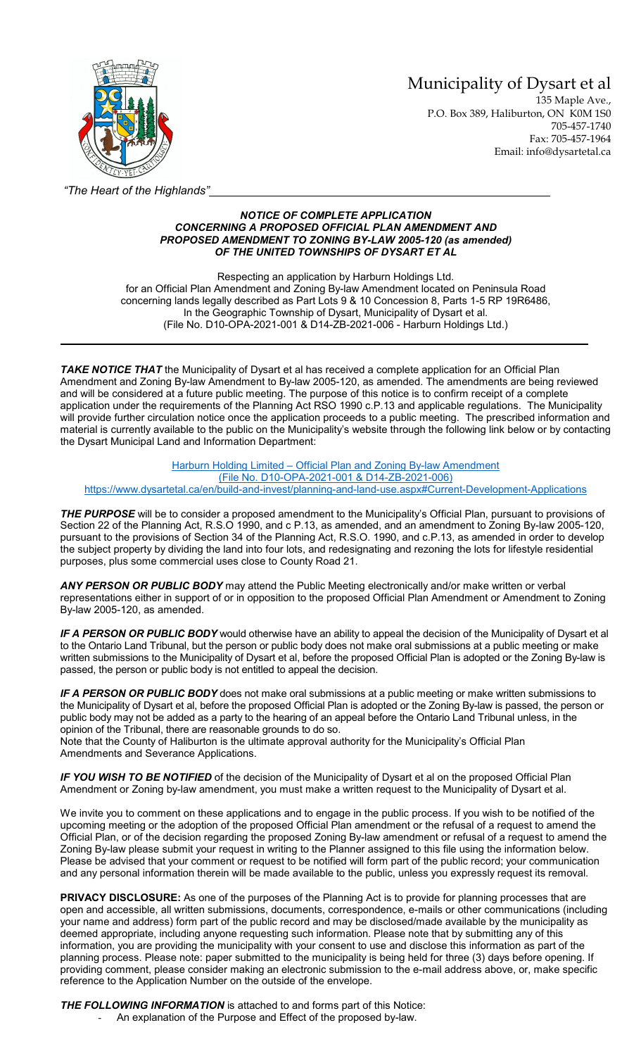# Municipality of Dysart et al

135 Maple Ave.,
P.O. Box 389, Haliburton, ON K0M 1S0
705-457-1740
Fax: 705-457-1964
Email: info@dysartetal.ca

*"The Heart of the Highlands"*

### *NOTICE OF COMPLETE APPLICATION CONCERNING A PROPOSED OFFICIAL PLAN AMENDMENT AND PROPOSED AMENDMENT TO ZONING BY-LAW 2005-120 (as amended) OF THE UNITED TOWNSHIPS OF DYSART ET AL*

Respecting an application by Harburn Holdings Ltd.
for an Official Plan Amendment and Zoning By-law Amendment located on Peninsula Road
concerning lands legally described as Part Lots 9 & 10 Concession 8, Parts 1-5 RP 19R6486,
In the Geographic Township of Dysart, Municipality of Dysart et al.
(File No. D10-OPA-2021-001 & D14-ZB-2021-006 - Harburn Holdings Ltd.)

---

***TAKE NOTICE THAT*** the Municipality of Dysart et al has received a complete application for an Official Plan Amendment and Zoning By-law Amendment to By-law 2005-120, as amended. The amendments are being reviewed and will be considered at a future public meeting. The purpose of this notice is to confirm receipt of a complete application under the requirements of the Planning Act RSO 1990 c.P.13 and applicable regulations. The Municipality will provide further circulation notice once the application proceeds to a public meeting. The prescribed information and material is currently available to the public on the Municipality's website through the following link below or by contacting the Dysart Municipal Land and Information Department:

Harburn Holding Limited – Official Plan and Zoning By-law Amendment
(File No. D10-OPA-2021-001 & D14-ZB-2021-006)
https://www.dysartetal.ca/en/build-and-invest/planning-and-land-use.aspx#Current-Development-Applications

***THE PURPOSE*** will be to consider a proposed amendment to the Municipality's Official Plan, pursuant to provisions of Section 22 of the Planning Act, R.S.O 1990, and c P.13, as amended, and an amendment to Zoning By-law 2005-120, pursuant to the provisions of Section 34 of the Planning Act, R.S.O. 1990, and c.P.13, as amended in order to develop the subject property by dividing the land into four lots, and redesignating and rezoning the lots for lifestyle residential purposes, plus some commercial uses close to County Road 21.

***ANY PERSON OR PUBLIC BODY*** may attend the Public Meeting electronically and/or make written or verbal representations either in support of or in opposition to the proposed Official Plan Amendment or Amendment to Zoning By-law 2005-120, as amended.

***IF A PERSON OR PUBLIC BODY*** would otherwise have an ability to appeal the decision of the Municipality of Dysart et al to the Ontario Land Tribunal, but the person or public body does not make oral submissions at a public meeting or make written submissions to the Municipality of Dysart et al, before the proposed Official Plan is adopted or the Zoning By-law is passed, the person or public body is not entitled to appeal the decision.

***IF A PERSON OR PUBLIC BODY*** does not make oral submissions at a public meeting or make written submissions to the Municipality of Dysart et al, before the proposed Official Plan is adopted or the Zoning By-law is passed, the person or public body may not be added as a party to the hearing of an appeal before the Ontario Land Tribunal unless, in the opinion of the Tribunal, there are reasonable grounds to do so.
Note that the County of Haliburton is the ultimate approval authority for the Municipality's Official Plan Amendments and Severance Applications.

***IF YOU WISH TO BE NOTIFIED*** of the decision of the Municipality of Dysart et al on the proposed Official Plan Amendment or Zoning by-law amendment, you must make a written request to the Municipality of Dysart et al.

We invite you to comment on these applications and to engage in the public process. If you wish to be notified of the upcoming meeting or the adoption of the proposed Official Plan amendment or the refusal of a request to amend the Official Plan, or of the decision regarding the proposed Zoning By-law amendment or refusal of a request to amend the Zoning By-law please submit your request in writing to the Planner assigned to this file using the information below. Please be advised that your comment or request to be notified will form part of the public record; your communication and any personal information therein will be made available to the public, unless you expressly request its removal.

**PRIVACY DISCLOSURE:** As one of the purposes of the Planning Act is to provide for planning processes that are open and accessible, all written submissions, documents, correspondence, e-mails or other communications (including your name and address) form part of the public record and may be disclosed/made available by the municipality as deemed appropriate, including anyone requesting such information. Please note that by submitting any of this information, you are providing the municipality with your consent to use and disclose this information as part of the planning process. Please note: paper submitted to the municipality is being held for three (3) days before opening. If providing comment, please consider making an electronic submission to the e-mail address above, or, make specific reference to the Application Number on the outside of the envelope.

***THE FOLLOWING INFORMATION*** is attached to and forms part of this Notice:

- An explanation of the Purpose and Effect of the proposed by-law.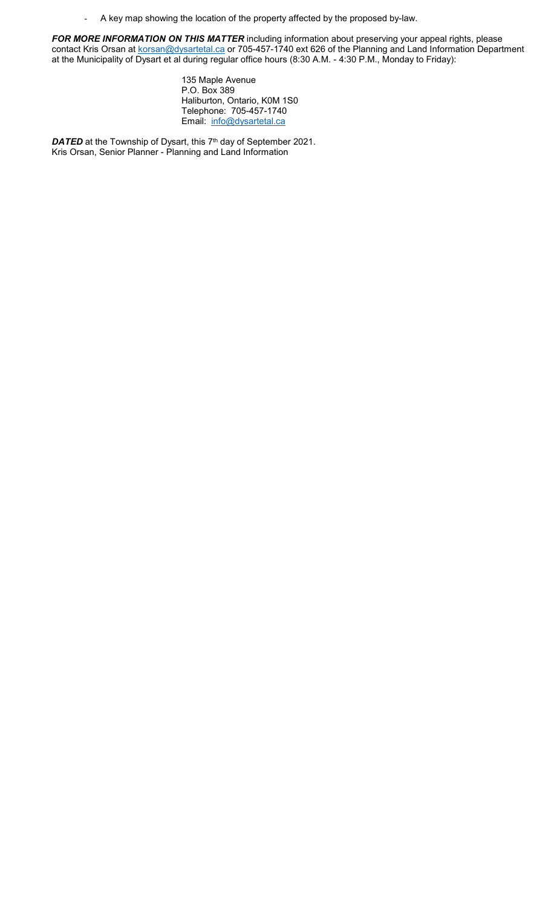- A key map showing the location of the property affected by the proposed by-law.

***FOR MORE INFORMATION ON THIS MATTER*** including information about preserving your appeal rights, please contact Kris Orsan at korsan@dysartetal.ca or 705-457-1740 ext 626 of the Planning and Land Information Department at the Municipality of Dysart et al during regular office hours (8:30 A.M. - 4:30 P.M., Monday to Friday):

135 Maple Avenue
P.O. Box 389
Haliburton, Ontario, K0M 1S0
Telephone: 705-457-1740
Email: info@dysartetal.ca

***DATED*** at the Township of Dysart, this 7th day of September 2021.
Kris Orsan, Senior Planner - Planning and Land Information